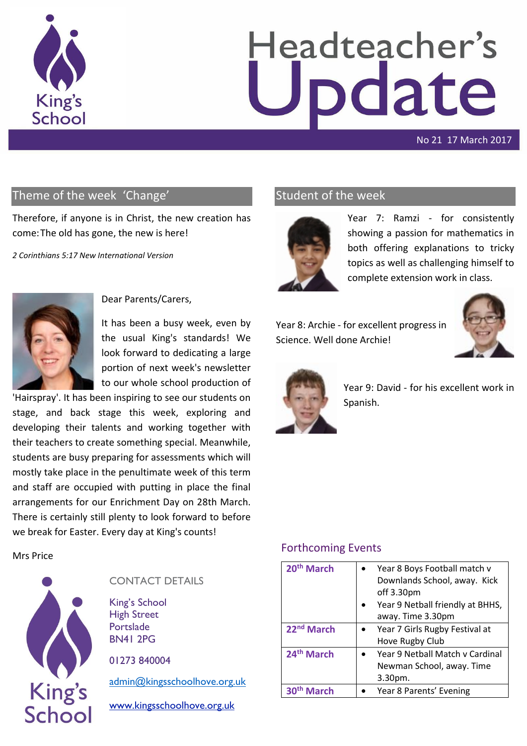# Headteacher's Update

No 21 17 March 2017

## Theme of the week 'Change'

Therefore, if anyone is in Christ, the new creation has come: The old has gone, the new is here!

*2 Corinthians 5:17 New International Version*

Dear Parents/Carers,

It has been a busy week, even by the usual King's standards! We look forward to dedicating a large portion of next week's newsletter to our whole school production of 'Hairspray'. It has been inspiring to see our students on stage, and back stage this week, exploring and developing their talents and working together with their teachers to create something special. Meanwhile, students are busy preparing for assessments which will mostly take place in the penultimate week of this term and staff are occupied with putting in place the final arrangements for our Enrichment Day on 28th March. There is certainly still plenty to look forward to before we break for Easter. Every day at King's counts!

Mrs Price

## Student of the week

Year 7: Ramzi - for consistently showing a passion for mathematics in both offering explanations to tricky topics as well as challenging himself to complete extension work in class.

Year 8: Archie - for excellent progress in Science. Well done Archie!

Year 9: David - for his excellent work in Spanish.

## Forthcoming Events

| Date | Event |
|---|---|
| 20th March | • Year 8 Boys Football match v Downlands School, away. Kick off 3.30pm<br>• Year 9 Netball friendly at BHHS, away. Time 3.30pm |
| 22nd March | • Year 7 Girls Rugby Festival at Hove Rugby Club |
| 24th March | • Year 9 Netball Match v Cardinal Newman School, away. Time 3.30pm. |
| 30th March | • Year 8 Parents' Evening |

## CONTACT DETAILS

King's School
High Street
Portslade
BN41 2PG

01273 840004

admin@kingsschoolhove.org.uk

www.kingsschoolhove.org.uk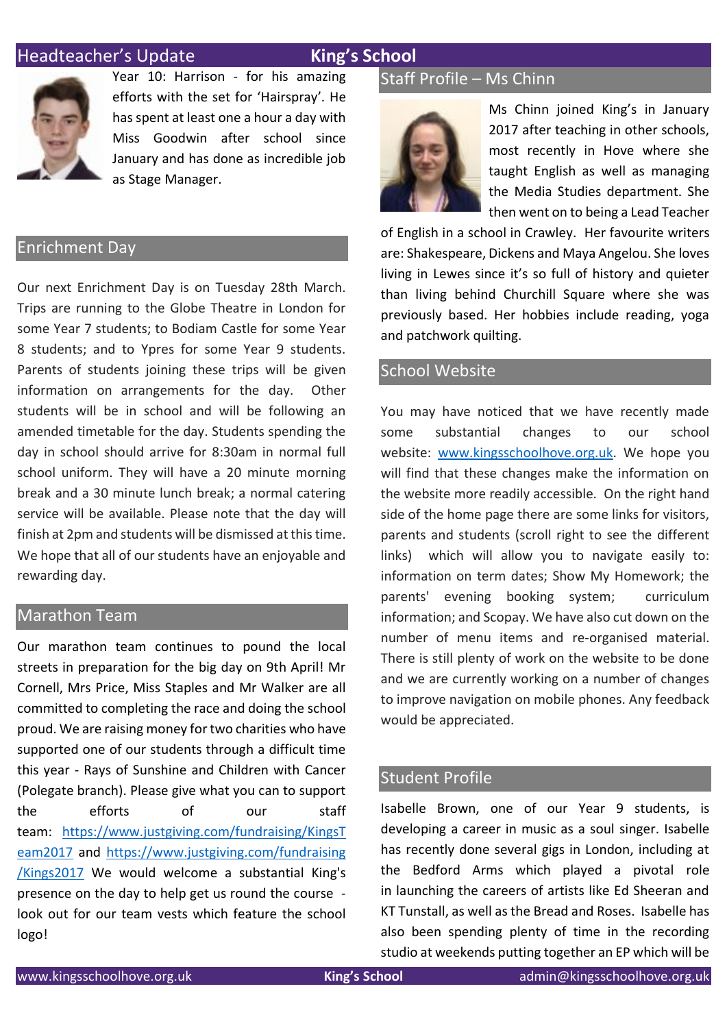## Headteacher's Update

Year 10: Harrison - for his amazing efforts with the set for 'Hairspray'. He has spent at least one a hour a day with Miss Goodwin after school since January and has done as incredible job as Stage Manager.

## Enrichment Day

Our next Enrichment Day is on Tuesday 28th March. Trips are running to the Globe Theatre in London for some Year 7 students; to Bodiam Castle for some Year 8 students; and to Ypres for some Year 9 students. Parents of students joining these trips will be given information on arrangements for the day. Other students will be in school and will be following an amended timetable for the day. Students spending the day in school should arrive for 8:30am in normal full school uniform. They will have a 20 minute morning break and a 30 minute lunch break; a normal catering service will be available. Please note that the day will finish at 2pm and students will be dismissed at this time. We hope that all of our students have an enjoyable and rewarding day.

## Marathon Team

Our marathon team continues to pound the local streets in preparation for the big day on 9th April! Mr Cornell, Mrs Price, Miss Staples and Mr Walker are all committed to completing the race and doing the school proud. We are raising money for two charities who have supported one of our students through a difficult time this year - Rays of Sunshine and Children with Cancer (Polegate branch). Please give what you can to support the efforts of our staff team: https://www.justgiving.com/fundraising/KingsTeam2017 and https://www.justgiving.com/fundraising/Kings2017 We would welcome a substantial King's presence on the day to help get us round the course - look out for our team vests which feature the school logo!

## Staff Profile – Ms Chinn

Ms Chinn joined King's in January 2017 after teaching in other schools, most recently in Hove where she taught English as well as managing the Media Studies department. She then went on to being a Lead Teacher of English in a school in Crawley. Her favourite writers are: Shakespeare, Dickens and Maya Angelou. She loves living in Lewes since it's so full of history and quieter than living behind Churchill Square where she was previously based. Her hobbies include reading, yoga and patchwork quilting.

## School Website

You may have noticed that we have recently made some substantial changes to our school website: www.kingsschoolhove.org.uk. We hope you will find that these changes make the information on the website more readily accessible. On the right hand side of the home page there are some links for visitors, parents and students (scroll right to see the different links) which will allow you to navigate easily to: information on term dates; Show My Homework; the parents' evening booking system; curriculum information; and Scopay. We have also cut down on the number of menu items and re-organised material. There is still plenty of work on the website to be done and we are currently working on a number of changes to improve navigation on mobile phones. Any feedback would be appreciated.

## Student Profile

Isabelle Brown, one of our Year 9 students, is developing a career in music as a soul singer. Isabelle has recently done several gigs in London, including at the Bedford Arms which played a pivotal role in launching the careers of artists like Ed Sheeran and KT Tunstall, as well as the Bread and Roses. Isabelle has also been spending plenty of time in the recording studio at weekends putting together an EP which will be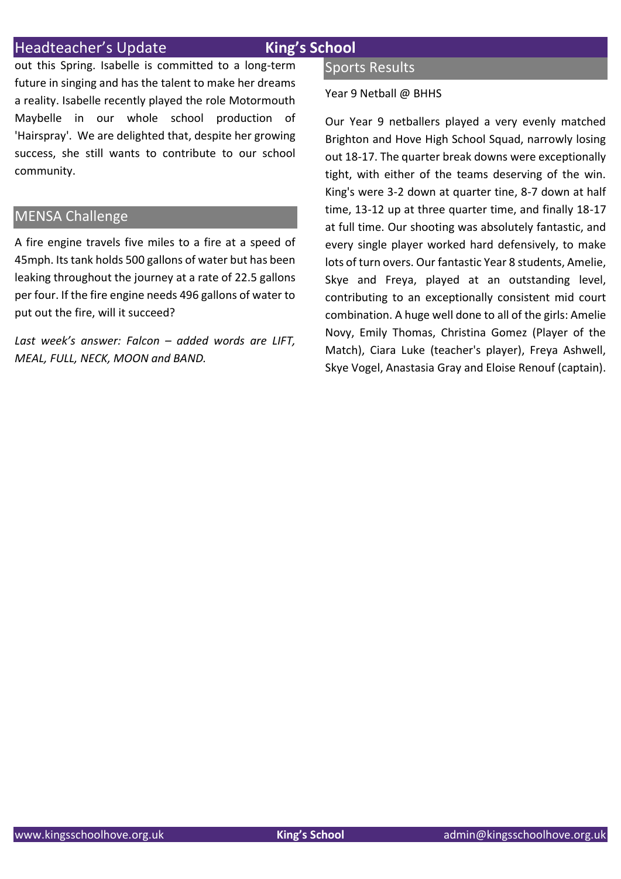## Headteacher's Update

out this Spring. Isabelle is committed to a long-term future in singing and has the talent to make her dreams a reality. Isabelle recently played the role Motormouth Maybelle in our whole school production of 'Hairspray'. We are delighted that, despite her growing success, she still wants to contribute to our school community.

## MENSA Challenge

A fire engine travels five miles to a fire at a speed of 45mph. Its tank holds 500 gallons of water but has been leaking throughout the journey at a rate of 22.5 gallons per four. If the fire engine needs 496 gallons of water to put out the fire, will it succeed?

*Last week's answer: Falcon – added words are LIFT, MEAL, FULL, NECK, MOON and BAND.*

## Sports Results

Year 9 Netball @ BHHS

Our Year 9 netballers played a very evenly matched Brighton and Hove High School Squad, narrowly losing out 18-17. The quarter break downs were exceptionally tight, with either of the teams deserving of the win. King's were 3-2 down at quarter tine, 8-7 down at half time, 13-12 up at three quarter time, and finally 18-17 at full time. Our shooting was absolutely fantastic, and every single player worked hard defensively, to make lots of turn overs. Our fantastic Year 8 students, Amelie, Skye and Freya, played at an outstanding level, contributing to an exceptionally consistent mid court combination. A huge well done to all of the girls: Amelie Novy, Emily Thomas, Christina Gomez (Player of the Match), Ciara Luke (teacher's player), Freya Ashwell, Skye Vogel, Anastasia Gray and Eloise Renouf (captain).